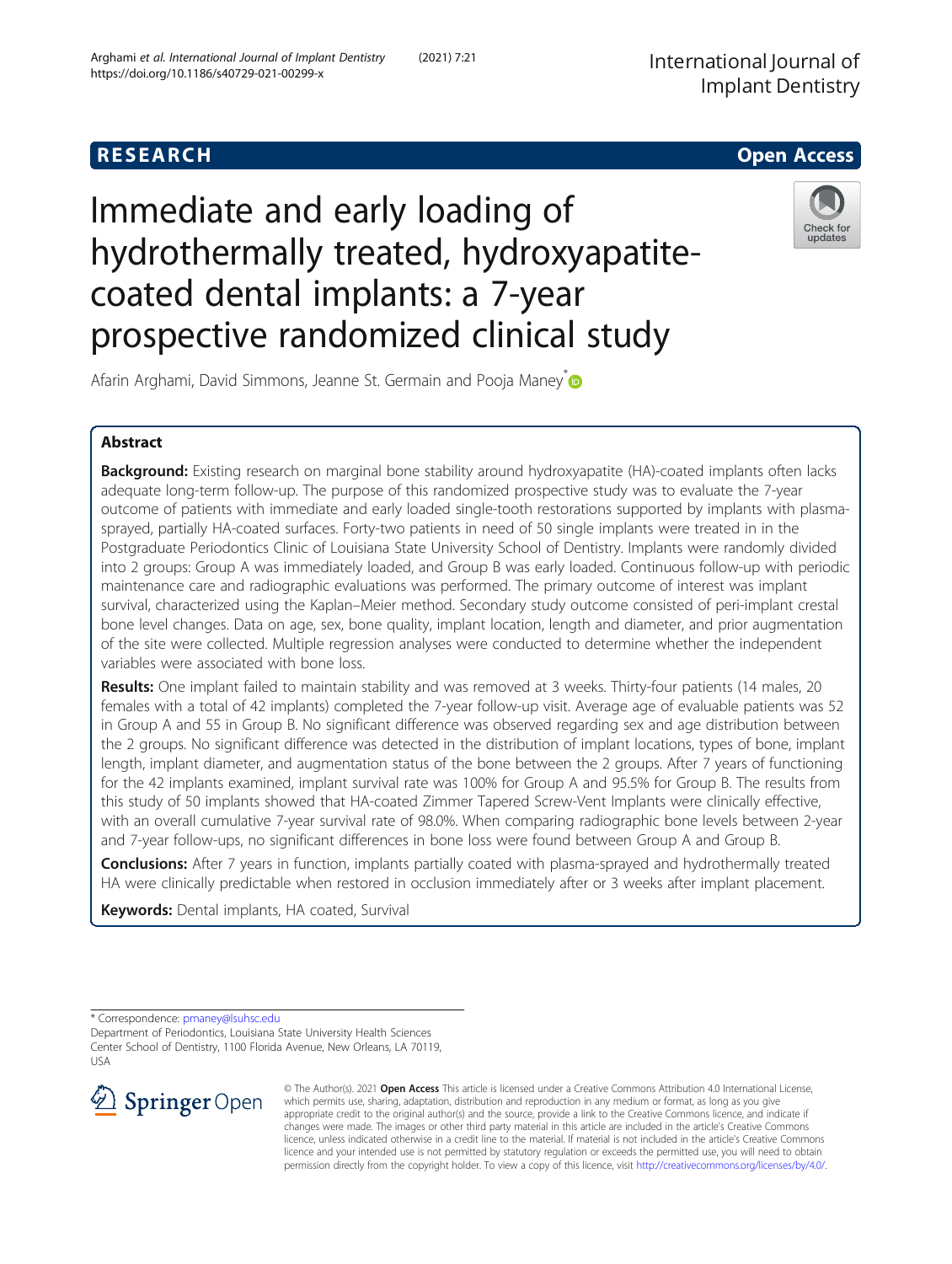RESEARCH

Open Access

# Immediate and early loading of hydrothermally treated, hydroxyapatite-coated dental implants: a 7-year prospective randomized clinical study

Afarin Arghami, David Simmons, Jeanne St. Germain and Pooja Maney*

## Abstract

**Background:** Existing research on marginal bone stability around hydroxyapatite (HA)-coated implants often lacks adequate long-term follow-up. The purpose of this randomized prospective study was to evaluate the 7-year outcome of patients with immediate and early loaded single-tooth restorations supported by implants with plasma-sprayed, partially HA-coated surfaces. Forty-two patients in need of 50 single implants were treated in in the Postgraduate Periodontics Clinic of Louisiana State University School of Dentistry. Implants were randomly divided into 2 groups: Group A was immediately loaded, and Group B was early loaded. Continuous follow-up with periodic maintenance care and radiographic evaluations was performed. The primary outcome of interest was implant survival, characterized using the Kaplan–Meier method. Secondary study outcome consisted of peri-implant crestal bone level changes. Data on age, sex, bone quality, implant location, length and diameter, and prior augmentation of the site were collected. Multiple regression analyses were conducted to determine whether the independent variables were associated with bone loss.

**Results:** One implant failed to maintain stability and was removed at 3 weeks. Thirty-four patients (14 males, 20 females with a total of 42 implants) completed the 7-year follow-up visit. Average age of evaluable patients was 52 in Group A and 55 in Group B. No significant difference was observed regarding sex and age distribution between the 2 groups. No significant difference was detected in the distribution of implant locations, types of bone, implant length, implant diameter, and augmentation status of the bone between the 2 groups. After 7 years of functioning for the 42 implants examined, implant survival rate was 100% for Group A and 95.5% for Group B. The results from this study of 50 implants showed that HA-coated Zimmer Tapered Screw-Vent Implants were clinically effective, with an overall cumulative 7-year survival rate of 98.0%. When comparing radiographic bone levels between 2-year and 7-year follow-ups, no significant differences in bone loss were found between Group A and Group B.

**Conclusions:** After 7 years in function, implants partially coated with plasma-sprayed and hydrothermally treated HA were clinically predictable when restored in occlusion immediately after or 3 weeks after implant placement.

**Keywords:** Dental implants, HA coated, Survival

---

* Correspondence: pmaney@lsuhsc.edu
Department of Periodontics, Louisiana State University Health Sciences Center School of Dentistry, 1100 Florida Avenue, New Orleans, LA 70119, USA

© The Author(s). 2021 **Open Access** This article is licensed under a Creative Commons Attribution 4.0 International License, which permits use, sharing, adaptation, distribution and reproduction in any medium or format, as long as you give appropriate credit to the original author(s) and the source, provide a link to the Creative Commons licence, and indicate if changes were made. The images or other third party material in this article are included in the article's Creative Commons licence, unless indicated otherwise in a credit line to the material. If material is not included in the article's Creative Commons licence and your intended use is not permitted by statutory regulation or exceeds the permitted use, you will need to obtain permission directly from the copyright holder. To view a copy of this licence, visit http://creativecommons.org/licenses/by/4.0/.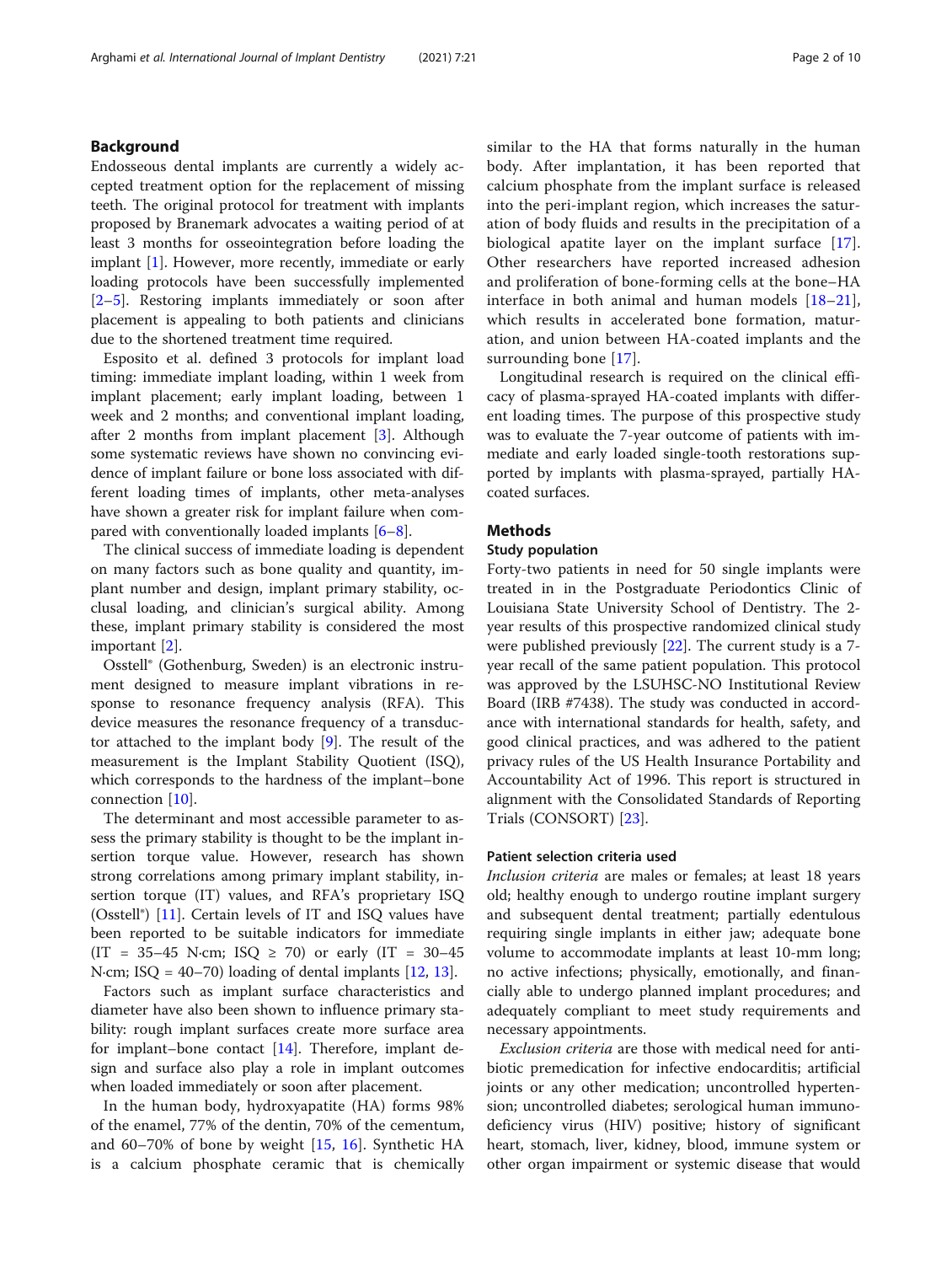## Background

Endosseous dental implants are currently a widely accepted treatment option for the replacement of missing teeth. The original protocol for treatment with implants proposed by Branemark advocates a waiting period of at least 3 months for osseointegration before loading the implant [1]. However, more recently, immediate or early loading protocols have been successfully implemented [2–5]. Restoring implants immediately or soon after placement is appealing to both patients and clinicians due to the shortened treatment time required.

Esposito et al. defined 3 protocols for implant load timing: immediate implant loading, within 1 week from implant placement; early implant loading, between 1 week and 2 months; and conventional implant loading, after 2 months from implant placement [3]. Although some systematic reviews have shown no convincing evidence of implant failure or bone loss associated with different loading times of implants, other meta-analyses have shown a greater risk for implant failure when compared with conventionally loaded implants [6–8].

The clinical success of immediate loading is dependent on many factors such as bone quality and quantity, implant number and design, implant primary stability, occlusal loading, and clinician's surgical ability. Among these, implant primary stability is considered the most important [2].

Osstell® (Gothenburg, Sweden) is an electronic instrument designed to measure implant vibrations in response to resonance frequency analysis (RFA). This device measures the resonance frequency of a transductor attached to the implant body [9]. The result of the measurement is the Implant Stability Quotient (ISQ), which corresponds to the hardness of the implant–bone connection [10].

The determinant and most accessible parameter to assess the primary stability is thought to be the implant insertion torque value. However, research has shown strong correlations among primary implant stability, insertion torque (IT) values, and RFA's proprietary ISQ (Osstell®) [11]. Certain levels of IT and ISQ values have been reported to be suitable indicators for immediate (IT = 35–45 N·cm; ISQ ≥ 70) or early (IT = 30–45 N·cm; ISQ = 40–70) loading of dental implants [12, 13].

Factors such as implant surface characteristics and diameter have also been shown to influence primary stability: rough implant surfaces create more surface area for implant–bone contact [14]. Therefore, implant design and surface also play a role in implant outcomes when loaded immediately or soon after placement.

In the human body, hydroxyapatite (HA) forms 98% of the enamel, 77% of the dentin, 70% of the cementum, and 60–70% of bone by weight [15, 16]. Synthetic HA is a calcium phosphate ceramic that is chemically similar to the HA that forms naturally in the human body. After implantation, it has been reported that calcium phosphate from the implant surface is released into the peri-implant region, which increases the saturation of body fluids and results in the precipitation of a biological apatite layer on the implant surface [17]. Other researchers have reported increased adhesion and proliferation of bone-forming cells at the bone–HA interface in both animal and human models [18–21], which results in accelerated bone formation, maturation, and union between HA-coated implants and the surrounding bone [17].

Longitudinal research is required on the clinical efficacy of plasma-sprayed HA-coated implants with different loading times. The purpose of this prospective study was to evaluate the 7-year outcome of patients with immediate and early loaded single-tooth restorations supported by implants with plasma-sprayed, partially HA-coated surfaces.

## Methods

### Study population

Forty-two patients in need for 50 single implants were treated in in the Postgraduate Periodontics Clinic of Louisiana State University School of Dentistry. The 2-year results of this prospective randomized clinical study were published previously [22]. The current study is a 7-year recall of the same patient population. This protocol was approved by the LSUHSC-NO Institutional Review Board (IRB #7438). The study was conducted in accordance with international standards for health, safety, and good clinical practices, and was adhered to the patient privacy rules of the US Health Insurance Portability and Accountability Act of 1996. This report is structured in alignment with the Consolidated Standards of Reporting Trials (CONSORT) [23].

### Patient selection criteria used

*Inclusion criteria* are males or females; at least 18 years old; healthy enough to undergo routine implant surgery and subsequent dental treatment; partially edentulous requiring single implants in either jaw; adequate bone volume to accommodate implants at least 10-mm long; no active infections; physically, emotionally, and financially able to undergo planned implant procedures; and adequately compliant to meet study requirements and necessary appointments.

*Exclusion criteria* are those with medical need for antibiotic premedication for infective endocarditis; artificial joints or any other medication; uncontrolled hypertension; uncontrolled diabetes; serological human immunodeficiency virus (HIV) positive; history of significant heart, stomach, liver, kidney, blood, immune system or other organ impairment or systemic disease that would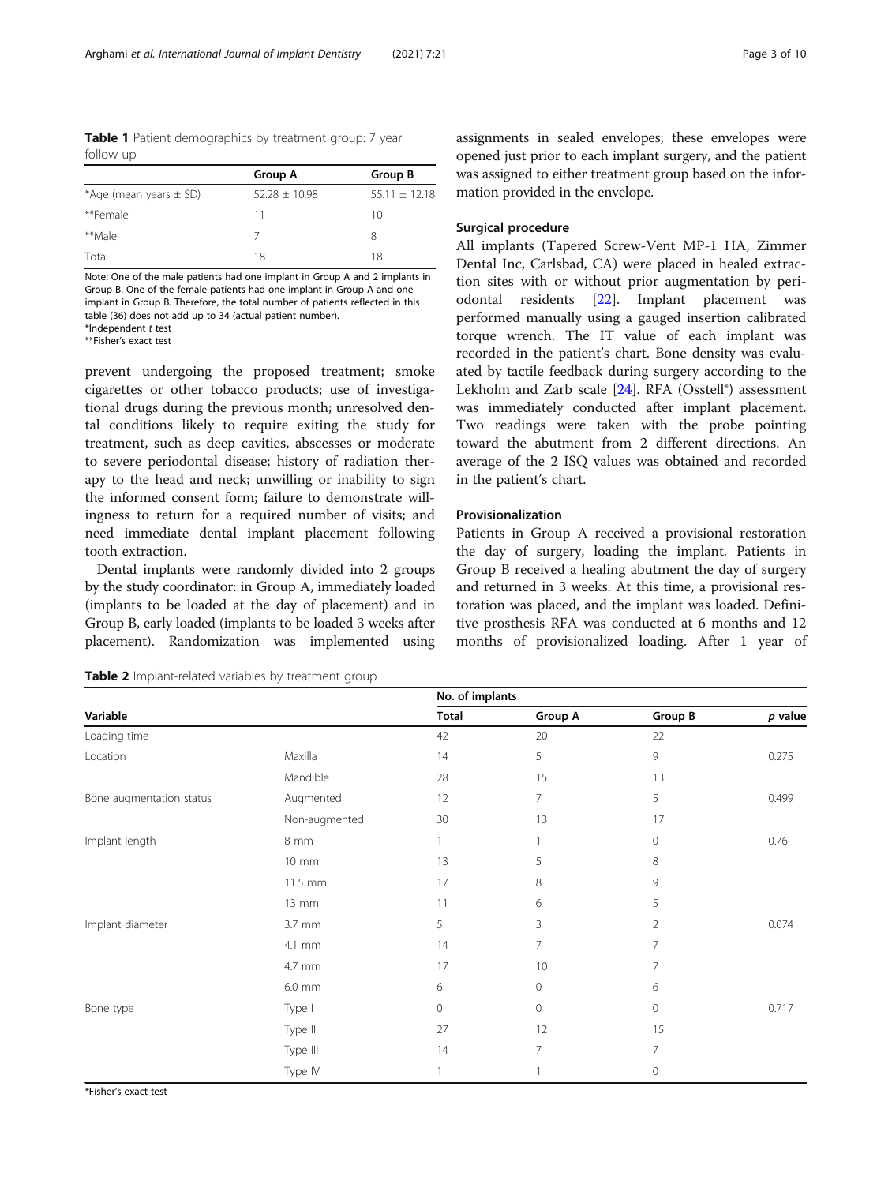**Table 1** Patient demographics by treatment group: 7 year follow-up

| | Group A | Group B |
|---|---|---|
| *Age (mean years ± SD) | 52.28 ± 10.98 | 55.11 ± 12.18 |
| **Female | 11 | 10 |
| **Male | 7 | 8 |
| Total | 18 | 18 |

Note: One of the male patients had one implant in Group A and 2 implants in Group B. One of the female patients had one implant in Group A and one implant in Group B. Therefore, the total number of patients reflected in this table (36) does not add up to 34 (actual patient number).
*Independent *t* test
**Fisher's exact test

prevent undergoing the proposed treatment; smoke cigarettes or other tobacco products; use of investigational drugs during the previous month; unresolved dental conditions likely to require exiting the study for treatment, such as deep cavities, abscesses or moderate to severe periodontal disease; history of radiation therapy to the head and neck; unwilling or inability to sign the informed consent form; failure to demonstrate willingness to return for a required number of visits; and need immediate dental implant placement following tooth extraction.

Dental implants were randomly divided into 2 groups by the study coordinator: in Group A, immediately loaded (implants to be loaded at the day of placement) and in Group B, early loaded (implants to be loaded 3 weeks after placement). Randomization was implemented using assignments in sealed envelopes; these envelopes were opened just prior to each implant surgery, and the patient was assigned to either treatment group based on the information provided in the envelope.

## Surgical procedure

All implants (Tapered Screw-Vent MP-1 HA, Zimmer Dental Inc, Carlsbad, CA) were placed in healed extraction sites with or without prior augmentation by periodontal residents [22]. Implant placement was performed manually using a gauged insertion calibrated torque wrench. The IT value of each implant was recorded in the patient's chart. Bone density was evaluated by tactile feedback during surgery according to the Lekholm and Zarb scale [24]. RFA (Osstell®) assessment was immediately conducted after implant placement. Two readings were taken with the probe pointing toward the abutment from 2 different directions. An average of the 2 ISQ values was obtained and recorded in the patient's chart.

## Provisionalization

Patients in Group A received a provisional restoration the day of surgery, loading the implant. Patients in Group B received a healing abutment the day of surgery and returned in 3 weeks. At this time, a provisional restoration was placed, and the implant was loaded. Definitive prosthesis RFA was conducted at 6 months and 12 months of provisionalized loading. After 1 year of

**Table 2** Implant-related variables by treatment group

| Variable | | No. of implants | | | |
|---|---|---|---|---|---|
| | | Total | Group A | Group B | *p* value |
| Loading time | | 42 | 20 | 22 | |
| Location | Maxilla | 14 | 5 | 9 | 0.275 |
| | Mandible | 28 | 15 | 13 | |
| Bone augmentation status | Augmented | 12 | 7 | 5 | 0.499 |
| | Non-augmented | 30 | 13 | 17 | |
| Implant length | 8 mm | 1 | 1 | 0 | 0.76 |
| | 10 mm | 13 | 5 | 8 | |
| | 11.5 mm | 17 | 8 | 9 | |
| | 13 mm | 11 | 6 | 5 | |
| Implant diameter | 3.7 mm | 5 | 3 | 2 | 0.074 |
| | 4.1 mm | 14 | 7 | 7 | |
| | 4.7 mm | 17 | 10 | 7 | |
| | 6.0 mm | 6 | 0 | 6 | |
| Bone type | Type I | 0 | 0 | 0 | 0.717 |
| | Type II | 27 | 12 | 15 | |
| | Type III | 14 | 7 | 7 | |
| | Type IV | 1 | 1 | 0 | |

*Fisher's exact test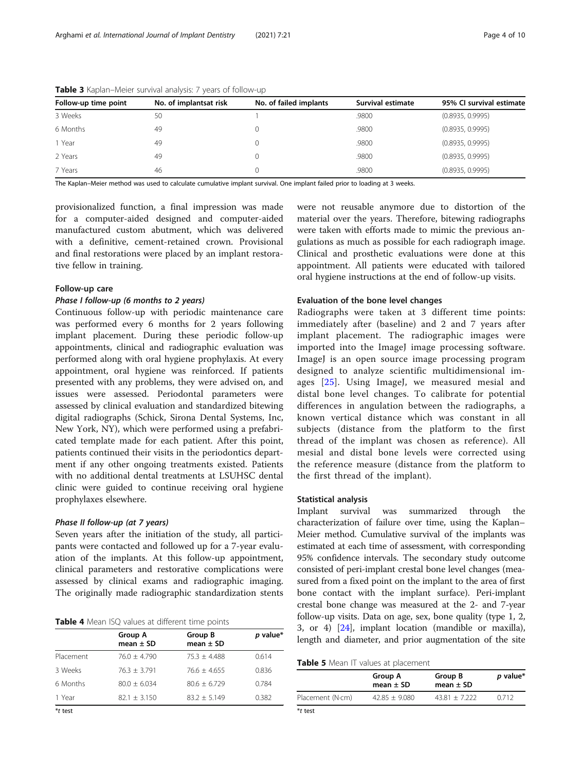**Table 3** Kaplan–Meier survival analysis: 7 years of follow-up

| Follow-up time point | No. of implantsat risk | No. of failed implants | Survival estimate | 95% CI survival estimate |
|---|---|---|---|---|
| 3 Weeks | 50 | 1 | .9800 | (0.8935, 0.9995) |
| 6 Months | 49 | 0 | .9800 | (0.8935, 0.9995) |
| 1 Year | 49 | 0 | .9800 | (0.8935, 0.9995) |
| 2 Years | 49 | 0 | .9800 | (0.8935, 0.9995) |
| 7 Years | 46 | 0 | .9800 | (0.8935, 0.9995) |

The Kaplan–Meier method was used to calculate cumulative implant survival. One implant failed prior to loading at 3 weeks.

provisionalized function, a final impression was made for a computer-aided designed and computer-aided manufactured custom abutment, which was delivered with a definitive, cement-retained crown. Provisional and final restorations were placed by an implant restorative fellow in training.

### Follow-up care

#### *Phase I follow-up (6 months to 2 years)*

Continuous follow-up with periodic maintenance care was performed every 6 months for 2 years following implant placement. During these periodic follow-up appointments, clinical and radiographic evaluation was performed along with oral hygiene prophylaxis. At every appointment, oral hygiene was reinforced. If patients presented with any problems, they were advised on, and issues were assessed. Periodontal parameters were assessed by clinical evaluation and standardized bitewing digital radiographs (Schick, Sirona Dental Systems, Inc, New York, NY), which were performed using a prefabricated template made for each patient. After this point, patients continued their visits in the periodontics department if any other ongoing treatments existed. Patients with no additional dental treatments at LSUHSC dental clinic were guided to continue receiving oral hygiene prophylaxes elsewhere.

#### *Phase II follow-up (at 7 years)*

Seven years after the initiation of the study, all participants were contacted and followed up for a 7-year evaluation of the implants. At this follow-up appointment, clinical parameters and restorative complications were assessed by clinical exams and radiographic imaging. The originally made radiographic standardization stents were not reusable anymore due to distortion of the material over the years. Therefore, bitewing radiographs were taken with efforts made to mimic the previous angulations as much as possible for each radiograph image. Clinical and prosthetic evaluations were done at this appointment. All patients were educated with tailored oral hygiene instructions at the end of follow-up visits.

**Table 4** Mean ISQ values at different time points

| | Group A mean ± SD | Group B mean ± SD | *p* value* |
|---|---|---|---|
| Placement | 76.0 ± 4.790 | 75.3 ± 4.488 | 0.614 |
| 3 Weeks | 76.3 ± 3.791 | 76.6 ± 4.655 | 0.836 |
| 6 Months | 80.0 ± 6.034 | 80.6 ± 6.729 | 0.784 |
| 1 Year | 82.1 ± 3.150 | 83.2 ± 5.149 | 0.382 |

**t* test

### Evaluation of the bone level changes

Radiographs were taken at 3 different time points: immediately after (baseline) and 2 and 7 years after implant placement. The radiographic images were imported into the ImageJ image processing software. ImageJ is an open source image processing program designed to analyze scientific multidimensional images [25]. Using ImageJ, we measured mesial and distal bone level changes. To calibrate for potential differences in angulation between the radiographs, a known vertical distance which was constant in all subjects (distance from the platform to the first thread of the implant was chosen as reference). All mesial and distal bone levels were corrected using the reference measure (distance from the platform to the first thread of the implant).

### Statistical analysis

Implant survival was summarized through the characterization of failure over time, using the Kaplan–Meier method. Cumulative survival of the implants was estimated at each time of assessment, with corresponding 95% confidence intervals. The secondary study outcome consisted of peri-implant crestal bone level changes (measured from a fixed point on the implant to the area of first bone contact with the implant surface). Peri-implant crestal bone change was measured at the 2- and 7-year follow-up visits. Data on age, sex, bone quality (type 1, 2, 3, or 4) [24], implant location (mandible or maxilla), length and diameter, and prior augmentation of the site

**Table 5** Mean IT values at placement

| | Group A mean ± SD | Group B mean ± SD | *p* value* |
|---|---|---|---|
| Placement (N·cm) | 42.85 ± 9.080 | 43.81 ± 7.222 | 0.712 |

**t* test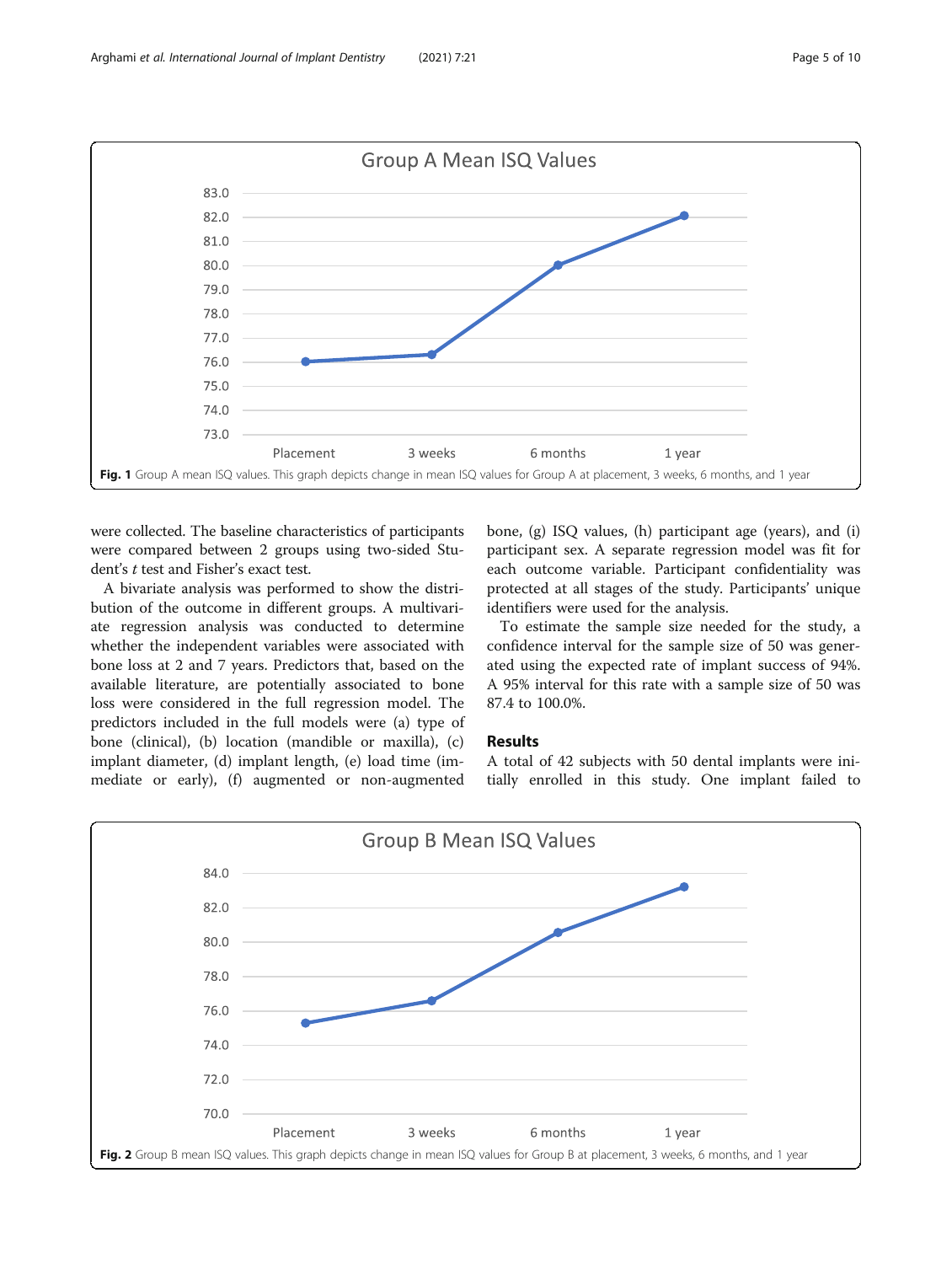Fig. 1 Group A mean ISQ values. This graph depicts change in mean ISQ values for Group A at placement, 3 weeks, 6 months, and 1 year

were collected. The baseline characteristics of participants were compared between 2 groups using two-sided Student's *t* test and Fisher's exact test.

A bivariate analysis was performed to show the distribution of the outcome in different groups. A multivariate regression analysis was conducted to determine whether the independent variables were associated with bone loss at 2 and 7 years. Predictors that, based on the available literature, are potentially associated to bone loss were considered in the full regression model. The predictors included in the full models were (a) type of bone (clinical), (b) location (mandible or maxilla), (c) implant diameter, (d) implant length, (e) load time (immediate or early), (f) augmented or non-augmented bone, (g) ISQ values, (h) participant age (years), and (i) participant sex. A separate regression model was fit for each outcome variable. Participant confidentiality was protected at all stages of the study. Participants' unique identifiers were used for the analysis.

To estimate the sample size needed for the study, a confidence interval for the sample size of 50 was generated using the expected rate of implant success of 94%. A 95% interval for this rate with a sample size of 50 was 87.4 to 100.0%.

## Results

A total of 42 subjects with 50 dental implants were initially enrolled in this study. One implant failed to

Fig. 2 Group B mean ISQ values. This graph depicts change in mean ISQ values for Group B at placement, 3 weeks, 6 months, and 1 year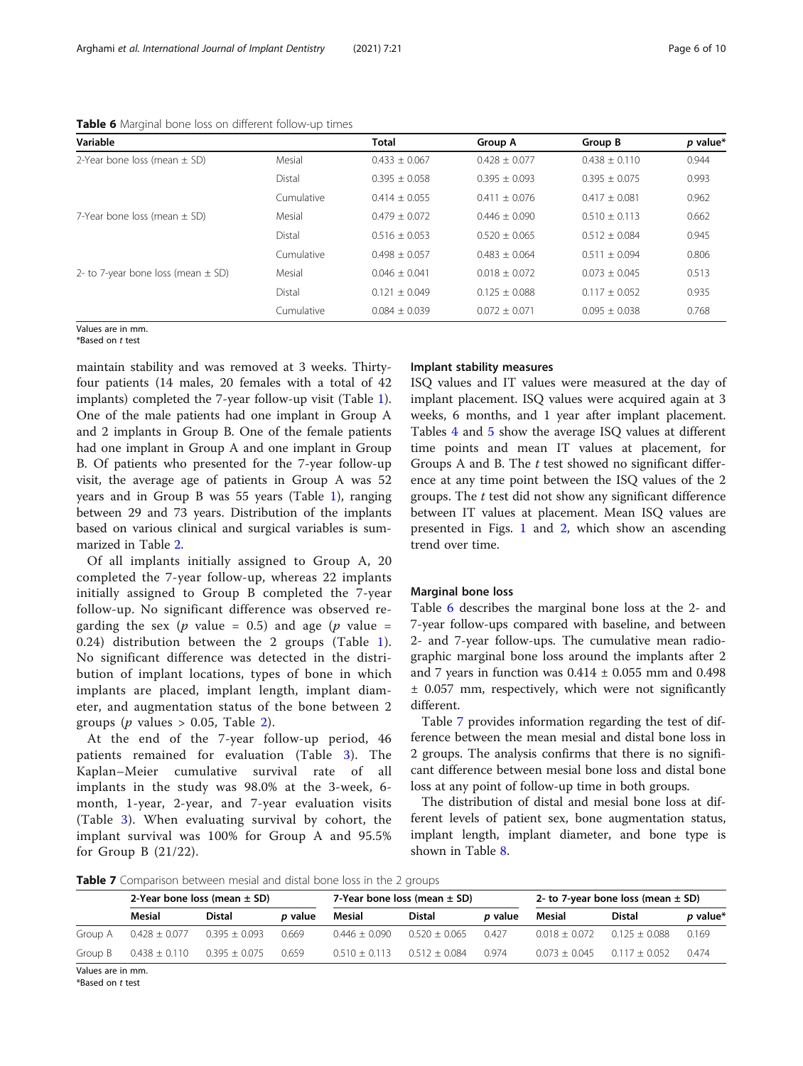**Table 6** Marginal bone loss on different follow-up times

| Variable | | Total | Group A | Group B | *p* value* |
|---|---|---|---|---|---|
| 2-Year bone loss (mean ± SD) | Mesial | 0.433 ± 0.067 | 0.428 ± 0.077 | 0.438 ± 0.110 | 0.944 |
| | Distal | 0.395 ± 0.058 | 0.395 ± 0.093 | 0.395 ± 0.075 | 0.993 |
| | Cumulative | 0.414 ± 0.055 | 0.411 ± 0.076 | 0.417 ± 0.081 | 0.962 |
| 7-Year bone loss (mean ± SD) | Mesial | 0.479 ± 0.072 | 0.446 ± 0.090 | 0.510 ± 0.113 | 0.662 |
| | Distal | 0.516 ± 0.053 | 0.520 ± 0.065 | 0.512 ± 0.084 | 0.945 |
| | Cumulative | 0.498 ± 0.057 | 0.483 ± 0.064 | 0.511 ± 0.094 | 0.806 |
| 2- to 7-year bone loss (mean ± SD) | Mesial | 0.046 ± 0.041 | 0.018 ± 0.072 | 0.073 ± 0.045 | 0.513 |
| | Distal | 0.121 ± 0.049 | 0.125 ± 0.088 | 0.117 ± 0.052 | 0.935 |
| | Cumulative | 0.084 ± 0.039 | 0.072 ± 0.071 | 0.095 ± 0.038 | 0.768 |

Values are in mm.
*Based on *t* test

maintain stability and was removed at 3 weeks. Thirty-four patients (14 males, 20 females with a total of 42 implants) completed the 7-year follow-up visit (Table 1). One of the male patients had one implant in Group A and 2 implants in Group B. One of the female patients had one implant in Group A and one implant in Group B. Of patients who presented for the 7-year follow-up visit, the average age of patients in Group A was 52 years and in Group B was 55 years (Table 1), ranging between 29 and 73 years. Distribution of the implants based on various clinical and surgical variables is summarized in Table 2.

Of all implants initially assigned to Group A, 20 completed the 7-year follow-up, whereas 22 implants initially assigned to Group B completed the 7-year follow-up. No significant difference was observed regarding the sex ($p$ value = 0.5) and age ($p$ value = 0.24) distribution between the 2 groups (Table 1). No significant difference was detected in the distribution of implant locations, types of bone in which implants are placed, implant length, implant diameter, and augmentation status of the bone between 2 groups ($p$ values > 0.05, Table 2).

At the end of the 7-year follow-up period, 46 patients remained for evaluation (Table 3). The Kaplan–Meier cumulative survival rate of all implants in the study was 98.0% at the 3-week, 6-month, 1-year, 2-year, and 7-year evaluation visits (Table 3). When evaluating survival by cohort, the implant survival was 100% for Group A and 95.5% for Group B (21/22).

### Implant stability measures

ISQ values and IT values were measured at the day of implant placement. ISQ values were acquired again at 3 weeks, 6 months, and 1 year after implant placement. Tables 4 and 5 show the average ISQ values at different time points and mean IT values at placement, for Groups A and B. The *t* test showed no significant difference at any time point between the ISQ values of the 2 groups. The *t* test did not show any significant difference between IT values at placement. Mean ISQ values are presented in Figs. 1 and 2, which show an ascending trend over time.

### Marginal bone loss

Table 6 describes the marginal bone loss at the 2- and 7-year follow-ups compared with baseline, and between 2- and 7-year follow-ups. The cumulative mean radiographic marginal bone loss around the implants after 2 and 7 years in function was 0.414 ± 0.055 mm and 0.498 ± 0.057 mm, respectively, which were not significantly different.

Table 7 provides information regarding the test of difference between the mean mesial and distal bone loss in 2 groups. The analysis confirms that there is no significant difference between mesial bone loss and distal bone loss at any point of follow-up time in both groups.

The distribution of distal and mesial bone loss at different levels of patient sex, bone augmentation status, implant length, implant diameter, and bone type is shown in Table 8.

**Table 7** Comparison between mesial and distal bone loss in the 2 groups

| | 2-Year bone loss (mean ± SD) | | | 7-Year bone loss (mean ± SD) | | | 2- to 7-year bone loss (mean ± SD) | | |
|---|---|---|---|---|---|---|---|---|---|
| | Mesial | Distal | *p* value | Mesial | Distal | *p* value | Mesial | Distal | *p* value* |
| Group A | 0.428 ± 0.077 | 0.395 ± 0.093 | 0.669 | 0.446 ± 0.090 | 0.520 ± 0.065 | 0.427 | 0.018 ± 0.072 | 0.125 ± 0.088 | 0.169 |
| Group B | 0.438 ± 0.110 | 0.395 ± 0.075 | 0.659 | 0.510 ± 0.113 | 0.512 ± 0.084 | 0.974 | 0.073 ± 0.045 | 0.117 ± 0.052 | 0.474 |

Values are in mm.
*Based on *t* test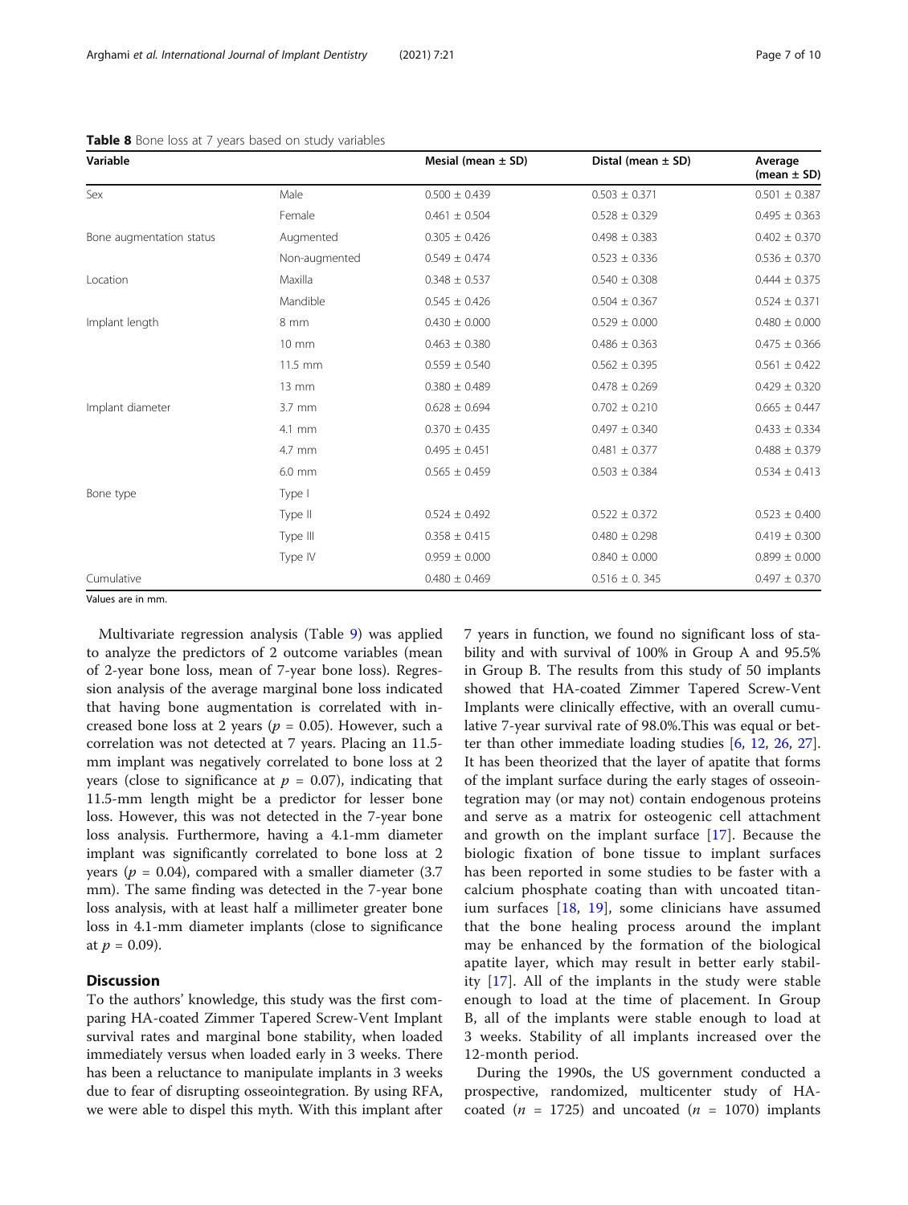**Table 8** Bone loss at 7 years based on study variables

| Variable | | Mesial (mean ± SD) | Distal (mean ± SD) | Average (mean ± SD) |
|---|---|---|---|---|
| Sex | Male | 0.500 ± 0.439 | 0.503 ± 0.371 | 0.501 ± 0.387 |
| | Female | 0.461 ± 0.504 | 0.528 ± 0.329 | 0.495 ± 0.363 |
| Bone augmentation status | Augmented | 0.305 ± 0.426 | 0.498 ± 0.383 | 0.402 ± 0.370 |
| | Non-augmented | 0.549 ± 0.474 | 0.523 ± 0.336 | 0.536 ± 0.370 |
| Location | Maxilla | 0.348 ± 0.537 | 0.540 ± 0.308 | 0.444 ± 0.375 |
| | Mandible | 0.545 ± 0.426 | 0.504 ± 0.367 | 0.524 ± 0.371 |
| Implant length | 8 mm | 0.430 ± 0.000 | 0.529 ± 0.000 | 0.480 ± 0.000 |
| | 10 mm | 0.463 ± 0.380 | 0.486 ± 0.363 | 0.475 ± 0.366 |
| | 11.5 mm | 0.559 ± 0.540 | 0.562 ± 0.395 | 0.561 ± 0.422 |
| | 13 mm | 0.380 ± 0.489 | 0.478 ± 0.269 | 0.429 ± 0.320 |
| Implant diameter | 3.7 mm | 0.628 ± 0.694 | 0.702 ± 0.210 | 0.665 ± 0.447 |
| | 4.1 mm | 0.370 ± 0.435 | 0.497 ± 0.340 | 0.433 ± 0.334 |
| | 4.7 mm | 0.495 ± 0.451 | 0.481 ± 0.377 | 0.488 ± 0.379 |
| | 6.0 mm | 0.565 ± 0.459 | 0.503 ± 0.384 | 0.534 ± 0.413 |
| Bone type | Type I | | | |
| | Type II | 0.524 ± 0.492 | 0.522 ± 0.372 | 0.523 ± 0.400 |
| | Type III | 0.358 ± 0.415 | 0.480 ± 0.298 | 0.419 ± 0.300 |
| | Type IV | 0.959 ± 0.000 | 0.840 ± 0.000 | 0.899 ± 0.000 |
| Cumulative | | 0.480 ± 0.469 | 0.516 ± 0. 345 | 0.497 ± 0.370 |

Values are in mm.

Multivariate regression analysis (Table 9) was applied to analyze the predictors of 2 outcome variables (mean of 2-year bone loss, mean of 7-year bone loss). Regression analysis of the average marginal bone loss indicated that having bone augmentation is correlated with increased bone loss at 2 years ($p$ = 0.05). However, such a correlation was not detected at 7 years. Placing an 11.5-mm implant was negatively correlated to bone loss at 2 years (close to significance at $p$ = 0.07), indicating that 11.5-mm length might be a predictor for lesser bone loss. However, this was not detected in the 7-year bone loss analysis. Furthermore, having a 4.1-mm diameter implant was significantly correlated to bone loss at 2 years ($p$ = 0.04), compared with a smaller diameter (3.7 mm). The same finding was detected in the 7-year bone loss analysis, with at least half a millimeter greater bone loss in 4.1-mm diameter implants (close to significance at $p$ = 0.09).

## Discussion

To the authors' knowledge, this study was the first comparing HA-coated Zimmer Tapered Screw-Vent Implant survival rates and marginal bone stability, when loaded immediately versus when loaded early in 3 weeks. There has been a reluctance to manipulate implants in 3 weeks due to fear of disrupting osseointegration. By using RFA, we were able to dispel this myth. With this implant after 7 years in function, we found no significant loss of stability and with survival of 100% in Group A and 95.5% in Group B. The results from this study of 50 implants showed that HA-coated Zimmer Tapered Screw-Vent Implants were clinically effective, with an overall cumulative 7-year survival rate of 98.0%.This was equal or better than other immediate loading studies [6, 12, 26, 27]. It has been theorized that the layer of apatite that forms of the implant surface during the early stages of osseointegration may (or may not) contain endogenous proteins and serve as a matrix for osteogenic cell attachment and growth on the implant surface [17]. Because the biologic fixation of bone tissue to implant surfaces has been reported in some studies to be faster with a calcium phosphate coating than with uncoated titanium surfaces [18, 19], some clinicians have assumed that the bone healing process around the implant may be enhanced by the formation of the biological apatite layer, which may result in better early stability [17]. All of the implants in the study were stable enough to load at the time of placement. In Group B, all of the implants were stable enough to load at 3 weeks. Stability of all implants increased over the 12-month period.

During the 1990s, the US government conducted a prospective, randomized, multicenter study of HA-coated ($n$ = 1725) and uncoated ($n$ = 1070) implants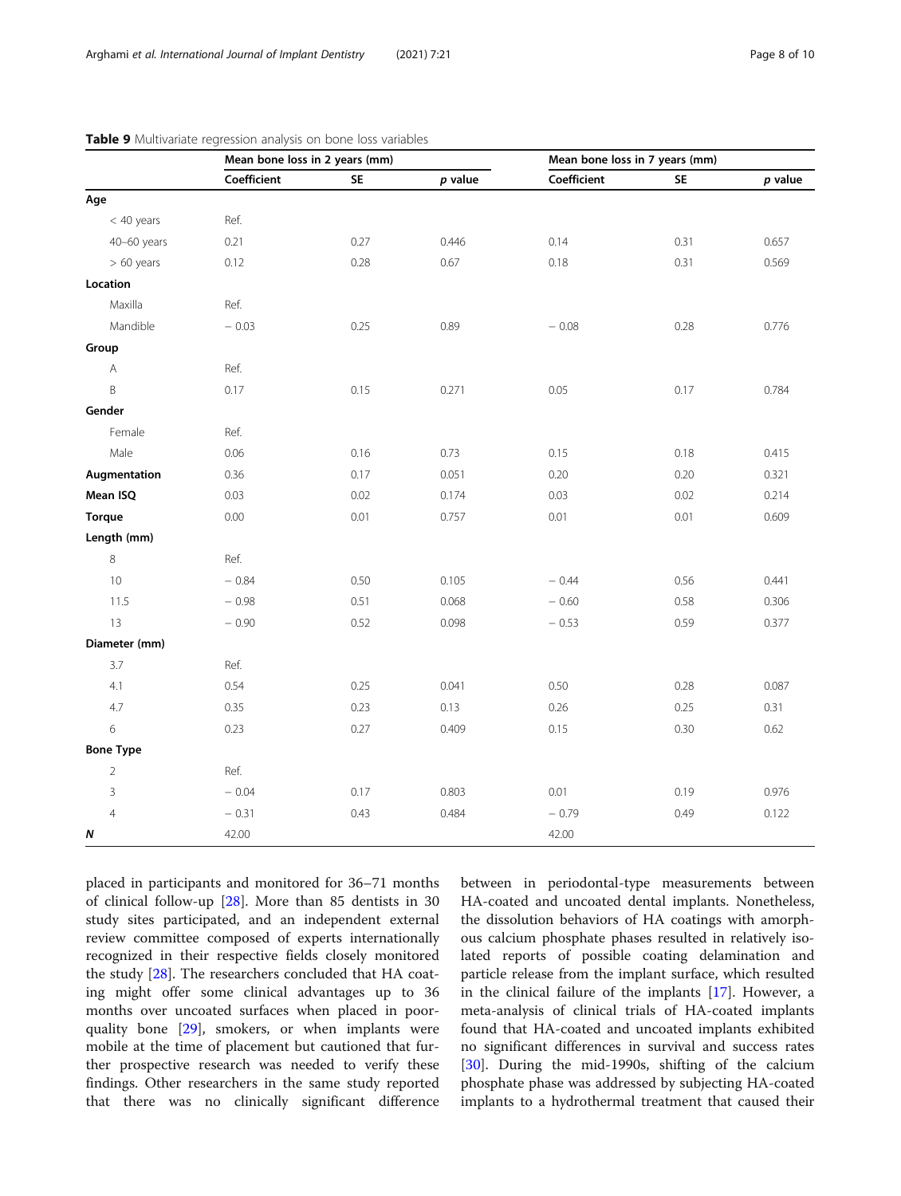**Table 9** Multivariate regression analysis on bone loss variables

| | Mean bone loss in 2 years (mm) | | | Mean bone loss in 7 years (mm) | | |
|---|---|---|---|---|---|---|
| | Coefficient | SE | *p* value | Coefficient | SE | *p* value |
| **Age** | | | | | | |
| < 40 years | Ref. | | | | | |
| 40–60 years | 0.21 | 0.27 | 0.446 | 0.14 | 0.31 | 0.657 |
| > 60 years | 0.12 | 0.28 | 0.67 | 0.18 | 0.31 | 0.569 |
| **Location** | | | | | | |
| Maxilla | Ref. | | | | | |
| Mandible | − 0.03 | 0.25 | 0.89 | − 0.08 | 0.28 | 0.776 |
| **Group** | | | | | | |
| A | Ref. | | | | | |
| B | 0.17 | 0.15 | 0.271 | 0.05 | 0.17 | 0.784 |
| **Gender** | | | | | | |
| Female | Ref. | | | | | |
| Male | 0.06 | 0.16 | 0.73 | 0.15 | 0.18 | 0.415 |
| **Augmentation** | 0.36 | 0.17 | 0.051 | 0.20 | 0.20 | 0.321 |
| **Mean ISQ** | 0.03 | 0.02 | 0.174 | 0.03 | 0.02 | 0.214 |
| **Torque** | 0.00 | 0.01 | 0.757 | 0.01 | 0.01 | 0.609 |
| **Length (mm)** | | | | | | |
| 8 | Ref. | | | | | |
| 10 | − 0.84 | 0.50 | 0.105 | − 0.44 | 0.56 | 0.441 |
| 11.5 | − 0.98 | 0.51 | 0.068 | − 0.60 | 0.58 | 0.306 |
| 13 | − 0.90 | 0.52 | 0.098 | − 0.53 | 0.59 | 0.377 |
| **Diameter (mm)** | | | | | | |
| 3.7 | Ref. | | | | | |
| 4.1 | 0.54 | 0.25 | 0.041 | 0.50 | 0.28 | 0.087 |
| 4.7 | 0.35 | 0.23 | 0.13 | 0.26 | 0.25 | 0.31 |
| 6 | 0.23 | 0.27 | 0.409 | 0.15 | 0.30 | 0.62 |
| **Bone Type** | | | | | | |
| 2 | Ref. | | | | | |
| 3 | − 0.04 | 0.17 | 0.803 | 0.01 | 0.19 | 0.976 |
| 4 | − 0.31 | 0.43 | 0.484 | − 0.79 | 0.49 | 0.122 |
| ***N*** | 42.00 | | | 42.00 | | |

placed in participants and monitored for 36–71 months of clinical follow-up [28]. More than 85 dentists in 30 study sites participated, and an independent external review committee composed of experts internationally recognized in their respective fields closely monitored the study [28]. The researchers concluded that HA coating might offer some clinical advantages up to 36 months over uncoated surfaces when placed in poor-quality bone [29], smokers, or when implants were mobile at the time of placement but cautioned that further prospective research was needed to verify these findings. Other researchers in the same study reported that there was no clinically significant difference between in periodontal-type measurements between HA-coated and uncoated dental implants. Nonetheless, the dissolution behaviors of HA coatings with amorphous calcium phosphate phases resulted in relatively isolated reports of possible coating delamination and particle release from the implant surface, which resulted in the clinical failure of the implants [17]. However, a meta-analysis of clinical trials of HA-coated implants found that HA-coated and uncoated implants exhibited no significant differences in survival and success rates [30]. During the mid-1990s, shifting of the calcium phosphate phase was addressed by subjecting HA-coated implants to a hydrothermal treatment that caused their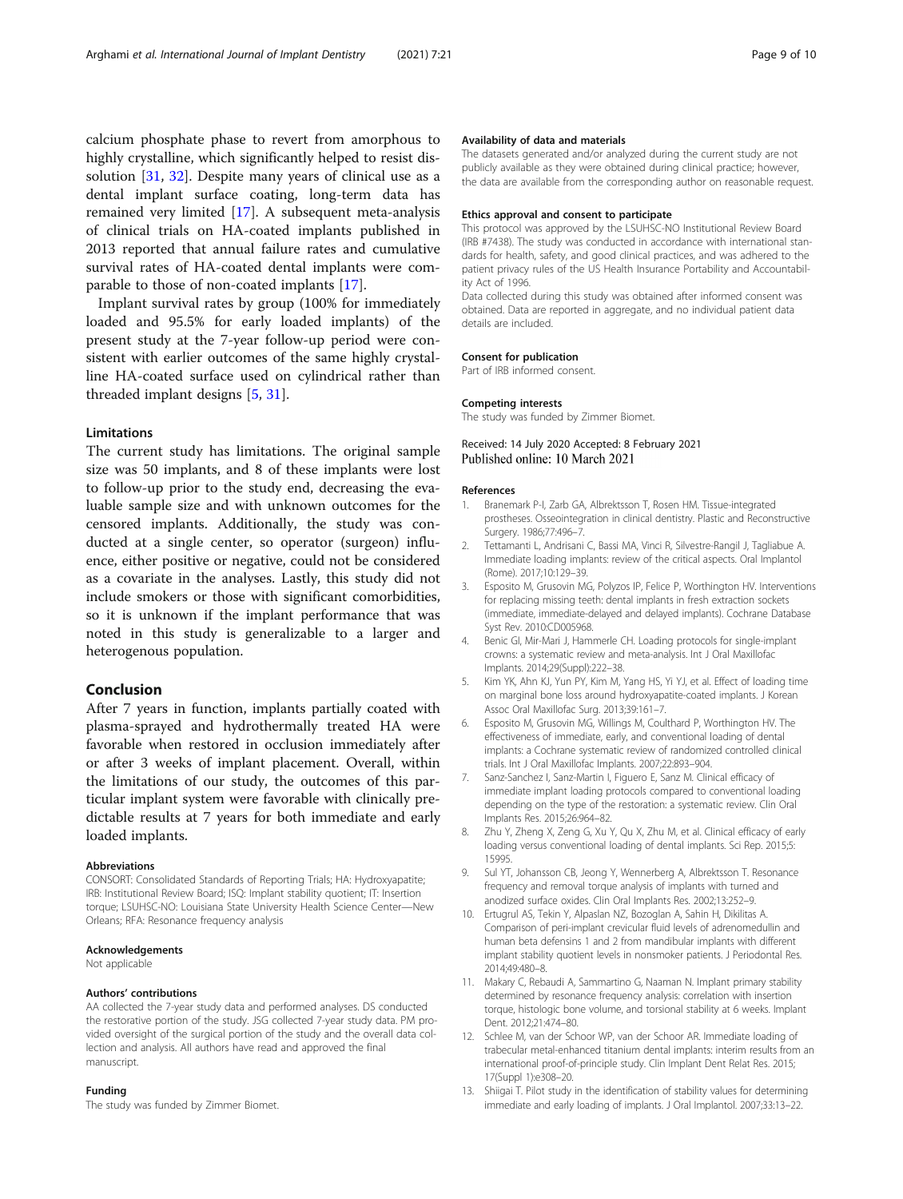calcium phosphate phase to revert from amorphous to highly crystalline, which significantly helped to resist dissolution [31, 32]. Despite many years of clinical use as a dental implant surface coating, long-term data has remained very limited [17]. A subsequent meta-analysis of clinical trials on HA-coated implants published in 2013 reported that annual failure rates and cumulative survival rates of HA-coated dental implants were comparable to those of non-coated implants [17].

Implant survival rates by group (100% for immediately loaded and 95.5% for early loaded implants) of the present study at the 7-year follow-up period were consistent with earlier outcomes of the same highly crystalline HA-coated surface used on cylindrical rather than threaded implant designs [5, 31].

### Limitations

The current study has limitations. The original sample size was 50 implants, and 8 of these implants were lost to follow-up prior to the study end, decreasing the evaluable sample size and with unknown outcomes for the censored implants. Additionally, the study was conducted at a single center, so operator (surgeon) influence, either positive or negative, could not be considered as a covariate in the analyses. Lastly, this study did not include smokers or those with significant comorbidities, so it is unknown if the implant performance that was noted in this study is generalizable to a larger and heterogenous population.

## Conclusion

After 7 years in function, implants partially coated with plasma-sprayed and hydrothermally treated HA were favorable when restored in occlusion immediately after or after 3 weeks of implant placement. Overall, within the limitations of our study, the outcomes of this particular implant system were favorable with clinically predictable results at 7 years for both immediate and early loaded implants.

#### Abbreviations

CONSORT: Consolidated Standards of Reporting Trials; HA: Hydroxyapatite; IRB: Institutional Review Board; ISQ: Implant stability quotient; IT: Insertion torque; LSUHSC-NO: Louisiana State University Health Science Center—New Orleans; RFA: Resonance frequency analysis

#### Acknowledgements

Not applicable

#### Authors' contributions

AA collected the 7-year study data and performed analyses. DS conducted the restorative portion of the study. JSG collected 7-year study data. PM provided oversight of the surgical portion of the study and the overall data collection and analysis. All authors have read and approved the final manuscript.

#### Funding

The study was funded by Zimmer Biomet.

#### Availability of data and materials

The datasets generated and/or analyzed during the current study are not publicly available as they were obtained during clinical practice; however, the data are available from the corresponding author on reasonable request.

#### Ethics approval and consent to participate

This protocol was approved by the LSUHSC-NO Institutional Review Board (IRB #7438). The study was conducted in accordance with international standards for health, safety, and good clinical practices, and was adhered to the patient privacy rules of the US Health Insurance Portability and Accountability Act of 1996.

Data collected during this study was obtained after informed consent was obtained. Data are reported in aggregate, and no individual patient data details are included.

#### Consent for publication

Part of IRB informed consent.

#### Competing interests

The study was funded by Zimmer Biomet.

Received: 14 July 2020 Accepted: 8 February 2021
Published online: 10 March 2021

#### References

1. Branemark P-I, Zarb GA, Albrektsson T, Rosen HM. Tissue-integrated prostheses. Osseointegration in clinical dentistry. Plastic and Reconstructive Surgery. 1986;77:496–7.
2. Tettamanti L, Andrisani C, Bassi MA, Vinci R, Silvestre-Rangil J, Tagliabue A. Immediate loading implants: review of the critical aspects. Oral Implantol (Rome). 2017;10:129–39.
3. Esposito M, Grusovin MG, Polyzos IP, Felice P, Worthington HV. Interventions for replacing missing teeth: dental implants in fresh extraction sockets (immediate, immediate-delayed and delayed implants). Cochrane Database Syst Rev. 2010:CD005968.
4. Benic GI, Mir-Mari J, Hammerle CH. Loading protocols for single-implant crowns: a systematic review and meta-analysis. Int J Oral Maxillofac Implants. 2014;29(Suppl):222–38.
5. Kim YK, Ahn KJ, Yun PY, Kim M, Yang HS, Yi YJ, et al. Effect of loading time on marginal bone loss around hydroxyapatite-coated implants. J Korean Assoc Oral Maxillofac Surg. 2013;39:161–7.
6. Esposito M, Grusovin MG, Willings M, Coulthard P, Worthington HV. The effectiveness of immediate, early, and conventional loading of dental implants: a Cochrane systematic review of randomized controlled clinical trials. Int J Oral Maxillofac Implants. 2007;22:893–904.
7. Sanz-Sanchez I, Sanz-Martin I, Figuero E, Sanz M. Clinical efficacy of immediate implant loading protocols compared to conventional loading depending on the type of the restoration: a systematic review. Clin Oral Implants Res. 2015;26:964–82.
8. Zhu Y, Zheng X, Zeng G, Xu Y, Qu X, Zhu M, et al. Clinical efficacy of early loading versus conventional loading of dental implants. Sci Rep. 2015;5:15995.
9. Sul YT, Johansson CB, Jeong Y, Wennerberg A, Albrektsson T. Resonance frequency and removal torque analysis of implants with turned and anodized surface oxides. Clin Oral Implants Res. 2002;13:252–9.
10. Ertugrul AS, Tekin Y, Alpaslan NZ, Bozoglan A, Sahin H, Dikilitas A. Comparison of peri-implant crevicular fluid levels of adrenomedullin and human beta defensins 1 and 2 from mandibular implants with different implant stability quotient levels in nonsmoker patients. J Periodontal Res. 2014;49:480–8.
11. Makary C, Rebaudi A, Sammartino G, Naaman N. Implant primary stability determined by resonance frequency analysis: correlation with insertion torque, histologic bone volume, and torsional stability at 6 weeks. Implant Dent. 2012;21:474–80.
12. Schlee M, van der Schoor WP, van der Schoor AR. Immediate loading of trabecular metal-enhanced titanium dental implants: interim results from an international proof-of-principle study. Clin Implant Dent Relat Res. 2015;17(Suppl 1):e308–20.
13. Shiigai T. Pilot study in the identification of stability values for determining immediate and early loading of implants. J Oral Implantol. 2007;33:13–22.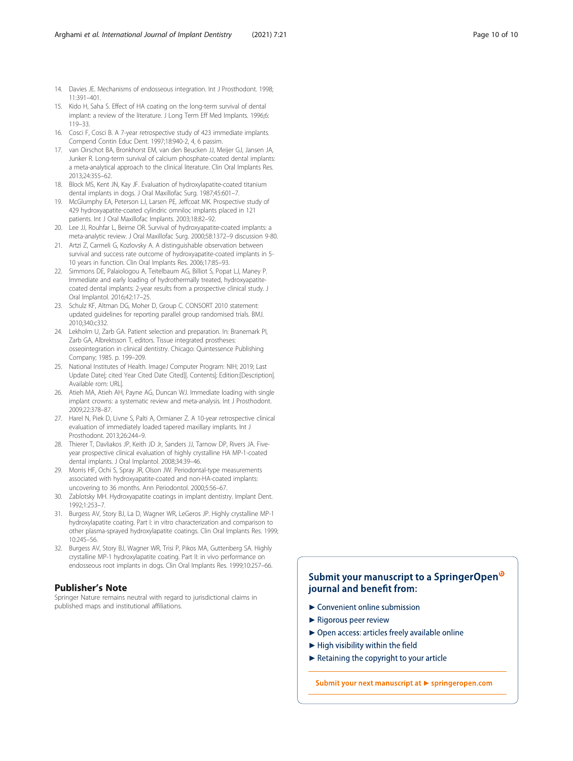14. Davies JE. Mechanisms of endosseous integration. Int J Prosthodont. 1998; 11:391–401.
15. Kido H, Saha S. Effect of HA coating on the long-term survival of dental implant: a review of the literature. J Long Term Eff Med Implants. 1996;6: 119–33.
16. Cosci F, Cosci B. A 7-year retrospective study of 423 immediate implants. Compend Contin Educ Dent. 1997;18:940-2, 4, 6 passim.
17. van Oirschot BA, Bronkhorst EM, van den Beucken JJ, Meijer GJ, Jansen JA, Junker R. Long-term survival of calcium phosphate-coated dental implants: a meta-analytical approach to the clinical literature. Clin Oral Implants Res. 2013;24:355–62.
18. Block MS, Kent JN, Kay JF. Evaluation of hydroxylapatite-coated titanium dental implants in dogs. J Oral Maxillofac Surg. 1987;45:601–7.
19. McGlumphy EA, Peterson LJ, Larsen PE, Jeffcoat MK. Prospective study of 429 hydroxyapatite-coated cylindric omniloc implants placed in 121 patients. Int J Oral Maxillofac Implants. 2003;18:82–92.
20. Lee JJ, Rouhfar L, Beirne OR. Survival of hydroxyapatite-coated implants: a meta-analytic review. J Oral Maxillofac Surg. 2000;58:1372–9 discussion 9-80.
21. Artzi Z, Carmeli G, Kozlovsky A. A distinguishable observation between survival and success rate outcome of hydroxyapatite-coated implants in 5-10 years in function. Clin Oral Implants Res. 2006;17:85–93.
22. Simmons DE, Palaiologou A, Teitelbaum AG, Billiot S, Popat LJ, Maney P. Immediate and early loading of hydrothermally treated, hydroxyapatite-coated dental implants: 2-year results from a prospective clinical study. J Oral Implantol. 2016;42:17–25.
23. Schulz KF, Altman DG, Moher D, Group C. CONSORT 2010 statement: updated guidelines for reporting parallel group randomised trials. BMJ. 2010;340:c332.
24. Lekholm U, Zarb GA. Patient selection and preparation. In: Branemark PI, Zarb GA, Albrektsson T, editors. Tissue integrated prostheses: osseointegration in clinical dentistry. Chicago: Quintessence Publishing Company; 1985. p. 199–209.
25. National Institutes of Health. ImageJ Computer Program: NIH; 2019; Last Update Date|; cited Year Cited Date Cited]|. Contents|; Edition:[Description|. Available rom: URL|.
26. Atieh MA, Atieh AH, Payne AG, Duncan WJ. Immediate loading with single implant crowns: a systematic review and meta-analysis. Int J Prosthodont. 2009;22:378–87.
27. Harel N, Piek D, Livne S, Palti A, Ormianer Z. A 10-year retrospective clinical evaluation of immediately loaded tapered maxillary implants. Int J Prosthodont. 2013;26:244–9.
28. Thierer T, Davliakos JP, Keith JD Jr, Sanders JJ, Tarnow DP, Rivers JA. Five-year prospective clinical evaluation of highly crystalline HA MP-1-coated dental implants. J Oral Implantol. 2008;34:39–46.
29. Morris HF, Ochi S, Spray JR, Olson JW. Periodontal-type measurements associated with hydroxyapatite-coated and non-HA-coated implants: uncovering to 36 months. Ann Periodontol. 2000;5:56–67.
30. Zablotsky MH. Hydroxyapatite coatings in implant dentistry. Implant Dent. 1992;1:253–7.
31. Burgess AV, Story BJ, La D, Wagner WR, LeGeros JP. Highly crystalline MP-1 hydroxylapatite coating. Part I: in vitro characterization and comparison to other plasma-sprayed hydroxylapatite coatings. Clin Oral Implants Res. 1999; 10:245–56.
32. Burgess AV, Story BJ, Wagner WR, Trisi P, Pikos MA, Guttenberg SA. Highly crystalline MP-1 hydroxylapatite coating. Part II: in vivo performance on endosseous root implants in dogs. Clin Oral Implants Res. 1999;10:257–66.

## Publisher's Note

Springer Nature remains neutral with regard to jurisdictional claims in published maps and institutional affiliations.

**Submit your manuscript to a SpringerOpen journal and benefit from:**

- ► Convenient online submission
- ► Rigorous peer review
- ► Open access: articles freely available online
- ► High visibility within the field
- ► Retaining the copyright to your article

**Submit your next manuscript at ► springeropen.com**